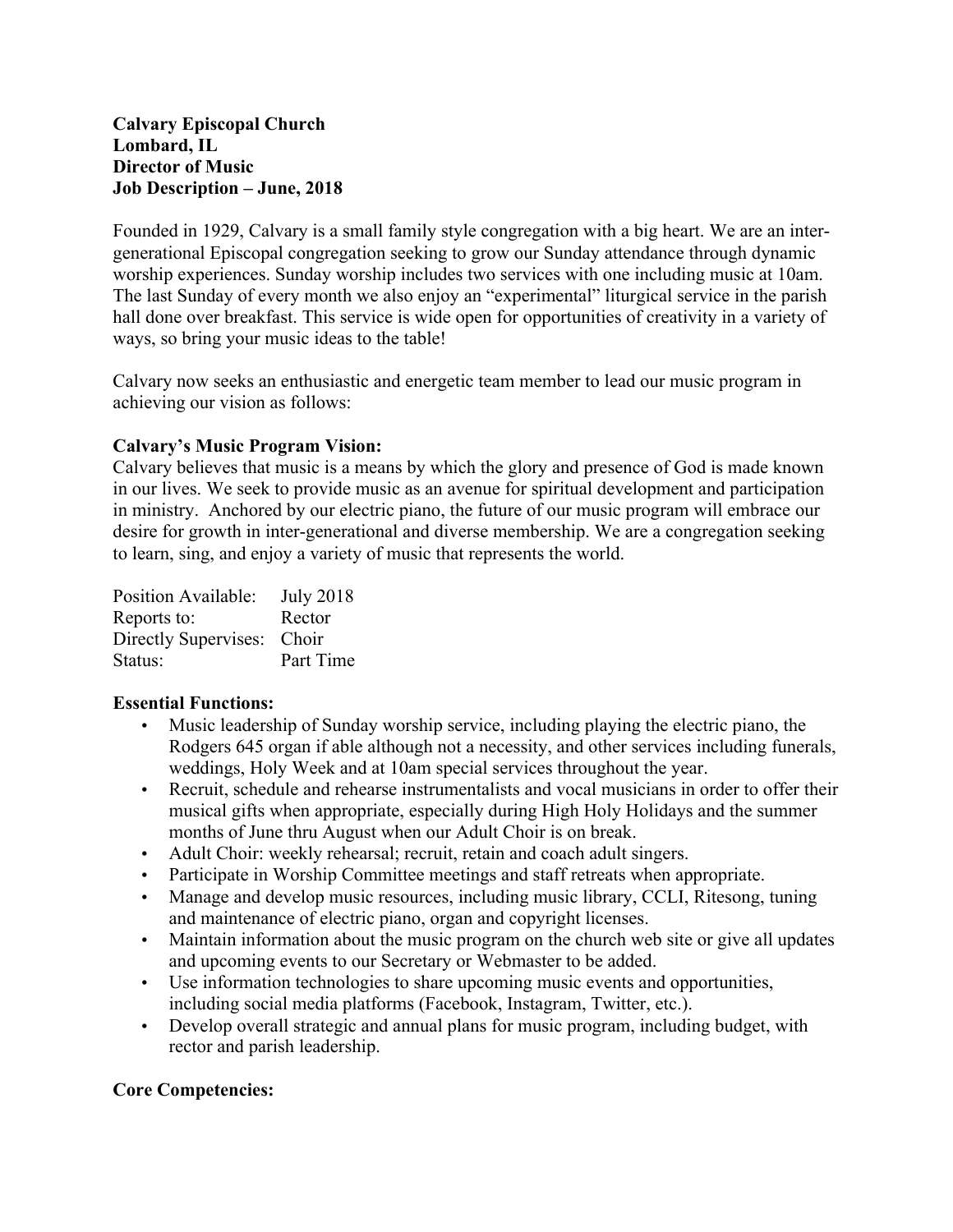**Calvary Episcopal Church**
**Lombard, IL**
**Director of Music**
**Job Description – June, 2018**

Founded in 1929, Calvary is a small family style congregation with a big heart. We are an inter-generational Episcopal congregation seeking to grow our Sunday attendance through dynamic worship experiences. Sunday worship includes two services with one including music at 10am. The last Sunday of every month we also enjoy an "experimental" liturgical service in the parish hall done over breakfast. This service is wide open for opportunities of creativity in a variety of ways, so bring your music ideas to the table!

Calvary now seeks an enthusiastic and energetic team member to lead our music program in achieving our vision as follows:

**Calvary's Music Program Vision:**
Calvary believes that music is a means by which the glory and presence of God is made known in our lives. We seek to provide music as an avenue for spiritual development and participation in ministry. Anchored by our electric piano, the future of our music program will embrace our desire for growth in inter-generational and diverse membership. We are a congregation seeking to learn, sing, and enjoy a variety of music that represents the world.

| | |
|---|---|
| Position Available: | July 2018 |
| Reports to: | Rector |
| Directly Supervises: | Choir |
| Status: | Part Time |

**Essential Functions:**

- Music leadership of Sunday worship service, including playing the electric piano, the Rodgers 645 organ if able although not a necessity, and other services including funerals, weddings, Holy Week and at 10am special services throughout the year.
- Recruit, schedule and rehearse instrumentalists and vocal musicians in order to offer their musical gifts when appropriate, especially during High Holy Holidays and the summer months of June thru August when our Adult Choir is on break.
- Adult Choir: weekly rehearsal; recruit, retain and coach adult singers.
- Participate in Worship Committee meetings and staff retreats when appropriate.
- Manage and develop music resources, including music library, CCLI, Ritesong, tuning and maintenance of electric piano, organ and copyright licenses.
- Maintain information about the music program on the church web site or give all updates and upcoming events to our Secretary or Webmaster to be added.
- Use information technologies to share upcoming music events and opportunities, including social media platforms (Facebook, Instagram, Twitter, etc.).
- Develop overall strategic and annual plans for music program, including budget, with rector and parish leadership.

**Core Competencies:**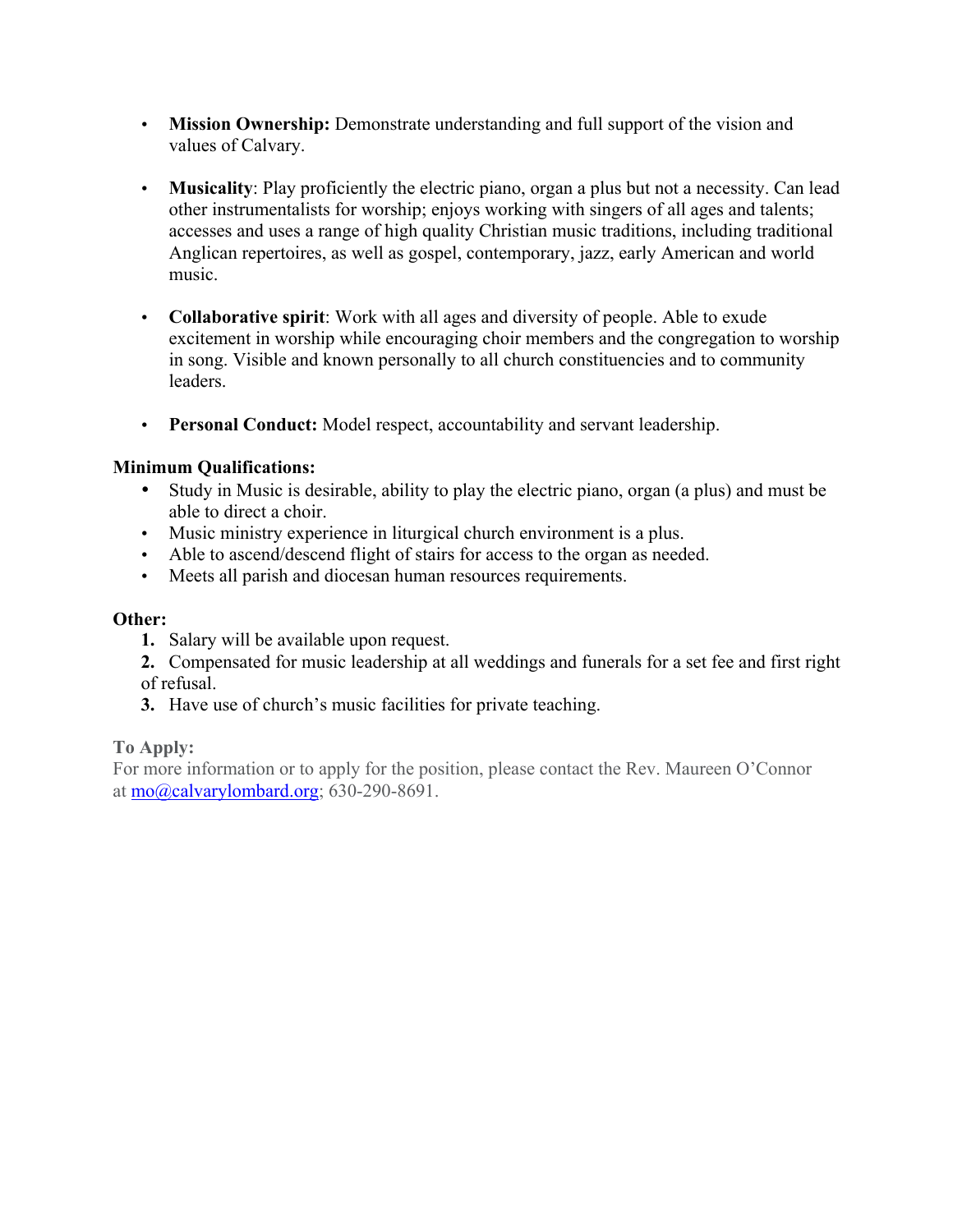- **Mission Ownership:** Demonstrate understanding and full support of the vision and values of Calvary.

- **Musicality**: Play proficiently the electric piano, organ a plus but not a necessity. Can lead other instrumentalists for worship; enjoys working with singers of all ages and talents; accesses and uses a range of high quality Christian music traditions, including traditional Anglican repertoires, as well as gospel, contemporary, jazz, early American and world music.

- **Collaborative spirit**: Work with all ages and diversity of people. Able to exude excitement in worship while encouraging choir members and the congregation to worship in song. Visible and known personally to all church constituencies and to community leaders.

- **Personal Conduct:** Model respect, accountability and servant leadership.

**Minimum Qualifications:**

- Study in Music is desirable, ability to play the electric piano, organ (a plus) and must be able to direct a choir.
- Music ministry experience in liturgical church environment is a plus.
- Able to ascend/descend flight of stairs for access to the organ as needed.
- Meets all parish and diocesan human resources requirements.

**Other:**

1. Salary will be available upon request.
2. Compensated for music leadership at all weddings and funerals for a set fee and first right of refusal.
3. Have use of church's music facilities for private teaching.

**To Apply:**

For more information or to apply for the position, please contact the Rev. Maureen O'Connor at mo@calvarylombard.org; 630-290-8691.